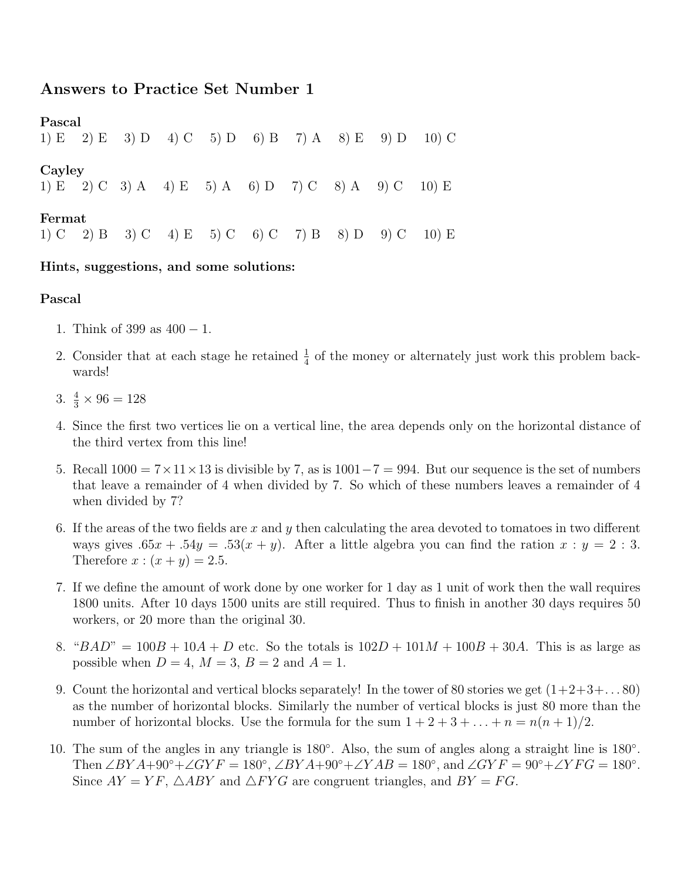## Answers to Practice Set Number 1

**Pascal**

1) E 2) E 3) D 4) C 5) D 6) B 7) A 8) E 9) D 10) C

**Cayley**

1) E 2) C 3) A 4) E 5) A 6) D 7) C 8) A 9) C 10) E

**Fermat**

1) C 2) B 3) C 4) E 5) C 6) C 7) B 8) D 9) C 10) E

**Hints, suggestions, and some solutions:**

**Pascal**

1. Think of 399 as $400 - 1$.
2. Consider that at each stage he retained $\frac{1}{4}$ of the money or alternately just work this problem backwards!
3. $\frac{4}{3} \times 96 = 128$
4. Since the first two vertices lie on a vertical line, the area depends only on the horizontal distance of the third vertex from this line!
5. Recall $1000 = 7 \times 11 \times 13$ is divisible by 7, as is $1001 - 7 = 994$. But our sequence is the set of numbers that leave a remainder of 4 when divided by 7. So which of these numbers leaves a remainder of 4 when divided by 7?
6. If the areas of the two fields are $x$ and $y$ then calculating the area devoted to tomatoes in two different ways gives $.65x + .54y = .53(x + y)$. After a little algebra you can find the ration $x : y = 2 : 3$. Therefore $x : (x + y) = 2.5$.
7. If we define the amount of work done by one worker for 1 day as 1 unit of work then the wall requires 1800 units. After 10 days 1500 units are still required. Thus to finish in another 30 days requires 50 workers, or 20 more than the original 30.
8. "$BAD$" $= 100B + 10A + D$ etc. So the totals is $102D + 101M + 100B + 30A$. This is as large as possible when $D = 4$, $M = 3$, $B = 2$ and $A = 1$.
9. Count the horizontal and vertical blocks separately! In the tower of 80 stories we get $(1+2+3+\ldots 80)$ as the number of horizontal blocks. Similarly the number of vertical blocks is just 80 more than the number of horizontal blocks. Use the formula for the sum $1 + 2 + 3 + \ldots + n = n(n + 1)/2$.
10. The sum of the angles in any triangle is $180°$. Also, the sum of angles along a straight line is $180°$. Then $\angle BYA + 90° + \angle GYF = 180°$, $\angle BYA + 90° + \angle YAB = 180°$, and $\angle GYF = 90° + \angle YFG = 180°$. Since $AY = YF$, $\triangle ABY$ and $\triangle FYG$ are congruent triangles, and $BY = FG$.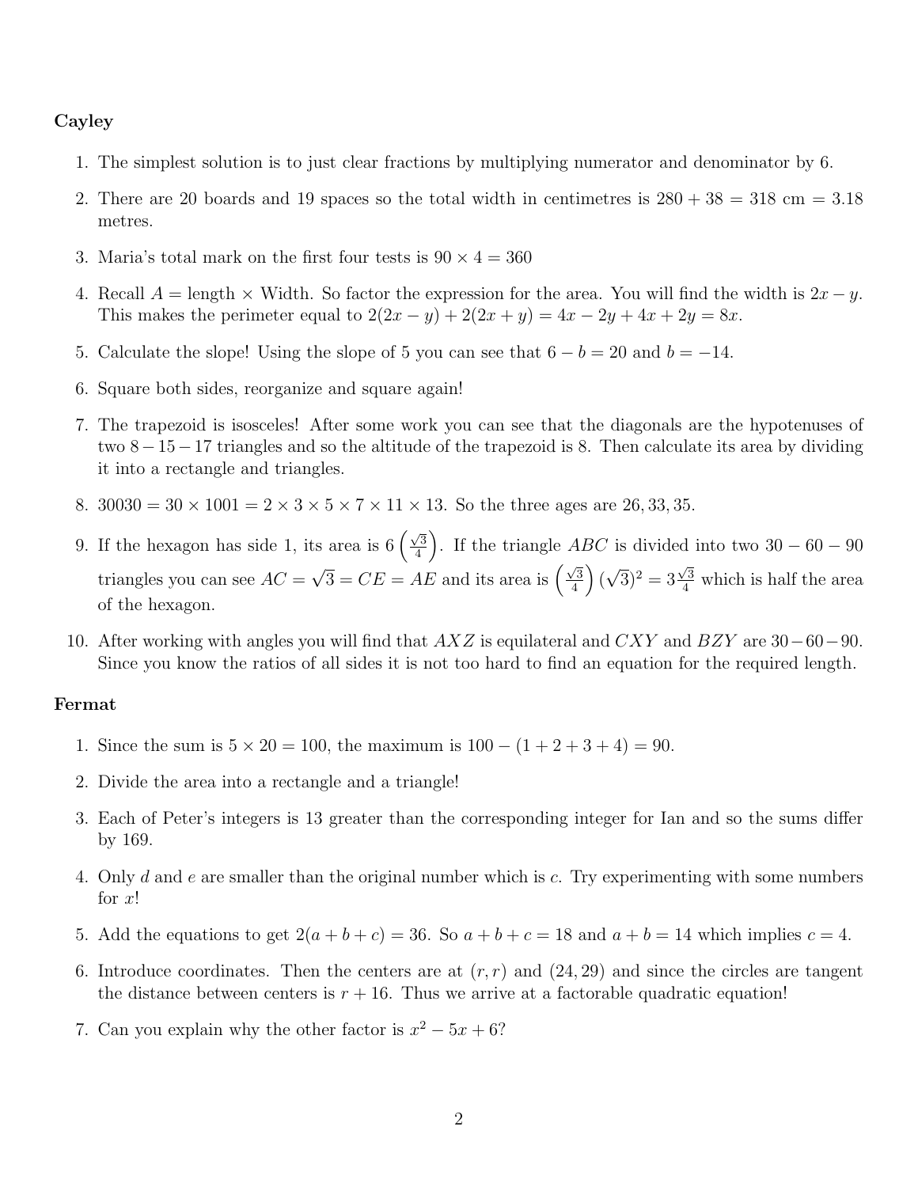**Cayley**

1. The simplest solution is to just clear fractions by multiplying numerator and denominator by 6.
2. There are 20 boards and 19 spaces so the total width in centimetres is $280 + 38 = 318$ cm $= 3.18$ metres.
3. Maria's total mark on the first four tests is $90 \times 4 = 360$
4. Recall $A =$ length $\times$ Width. So factor the expression for the area. You will find the width is $2x - y$. This makes the perimeter equal to $2(2x - y) + 2(2x + y) = 4x - 2y + 4x + 2y = 8x$.
5. Calculate the slope! Using the slope of 5 you can see that $6 - b = 20$ and $b = -14$.
6. Square both sides, reorganize and square again!
7. The trapezoid is isosceles! After some work you can see that the diagonals are the hypotenuses of two $8-15-17$ triangles and so the altitude of the trapezoid is 8. Then calculate its area by dividing it into a rectangle and triangles.
8. $30030 = 30 \times 1001 = 2 \times 3 \times 5 \times 7 \times 11 \times 13$. So the three ages are $26, 33, 35$.
9. If the hexagon has side 1, its area is $6\left(\frac{\sqrt{3}}{4}\right)$. If the triangle $ABC$ is divided into two $30-60-90$ triangles you can see $AC = \sqrt{3} = CE = AE$ and its area is $\left(\frac{\sqrt{3}}{4}\right)(\sqrt{3})^2 = 3\frac{\sqrt{3}}{4}$ which is half the area of the hexagon.
10. After working with angles you will find that $AXZ$ is equilateral and $CXY$ and $BZY$ are $30-60-90$. Since you know the ratios of all sides it is not too hard to find an equation for the required length.

**Fermat**

1. Since the sum is $5 \times 20 = 100$, the maximum is $100 - (1 + 2 + 3 + 4) = 90$.
2. Divide the area into a rectangle and a triangle!
3. Each of Peter's integers is 13 greater than the corresponding integer for Ian and so the sums differ by 169.
4. Only $d$ and $e$ are smaller than the original number which is $c$. Try experimenting with some numbers for $x$!
5. Add the equations to get $2(a + b + c) = 36$. So $a + b + c = 18$ and $a + b = 14$ which implies $c = 4$.
6. Introduce coordinates. Then the centers are at $(r, r)$ and $(24, 29)$ and since the circles are tangent the distance between centers is $r + 16$. Thus we arrive at a factorable quadratic equation!
7. Can you explain why the other factor is $x^2 - 5x + 6$?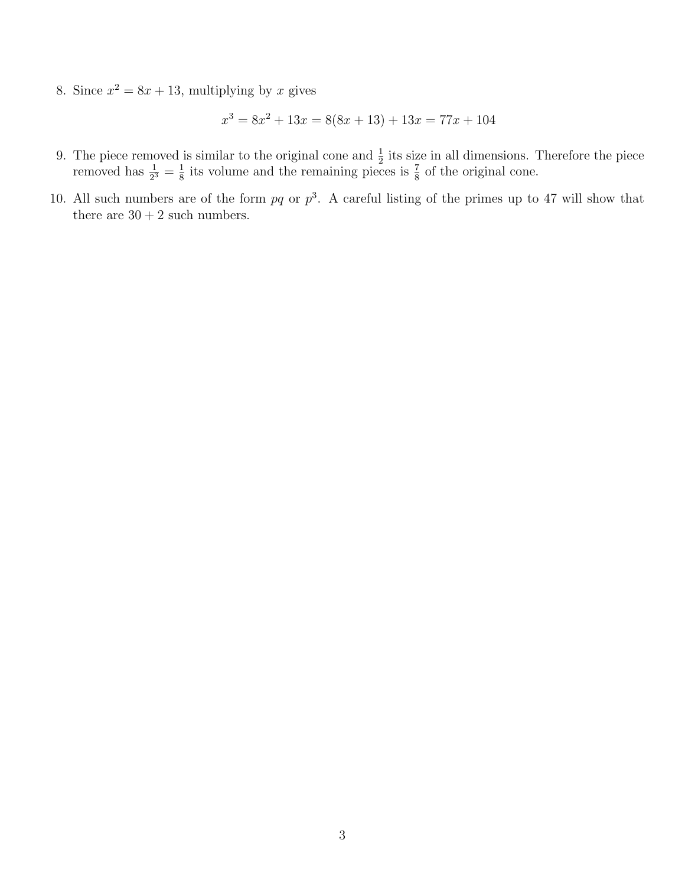8. Since $x^2 = 8x + 13$, multiplying by $x$ gives

$$x^3 = 8x^2 + 13x = 8(8x + 13) + 13x = 77x + 104$$

9. The piece removed is similar to the original cone and $\frac{1}{2}$ its size in all dimensions. Therefore the piece removed has $\frac{1}{2^3} = \frac{1}{8}$ its volume and the remaining pieces is $\frac{7}{8}$ of the original cone.

10. All such numbers are of the form $pq$ or $p^3$. A careful listing of the primes up to 47 will show that there are $30 + 2$ such numbers.